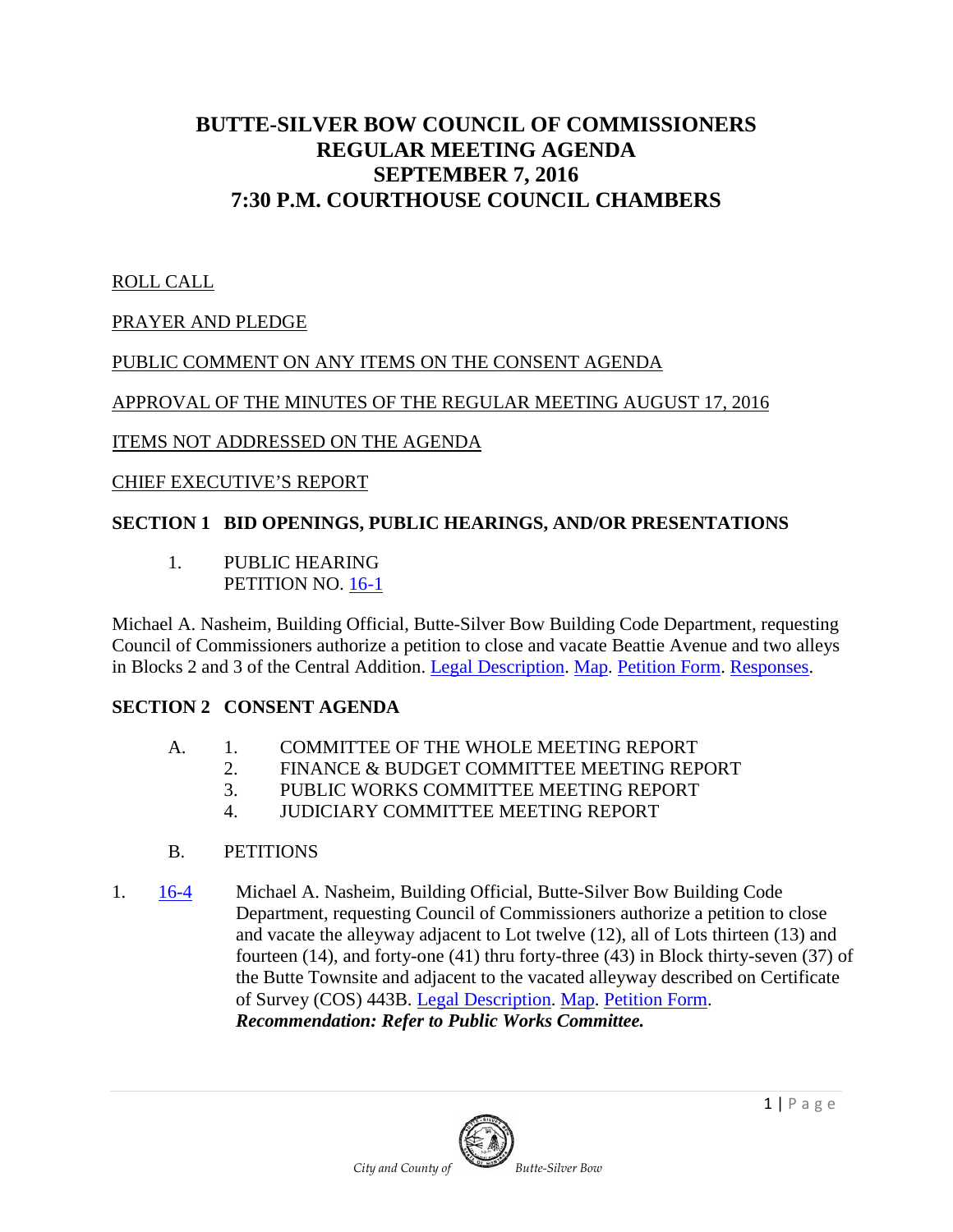# BUTTE-SILVER BOW COUNCIL OF COMMISSIONERS
# REGULAR MEETING AGENDA
# SEPTEMBER 7, 2016
# 7:30 P.M. COURTHOUSE COUNCIL CHAMBERS

ROLL CALL

PRAYER AND PLEDGE

PUBLIC COMMENT ON ANY ITEMS ON THE CONSENT AGENDA

APPROVAL OF THE MINUTES OF THE REGULAR MEETING AUGUST 17, 2016

ITEMS NOT ADDRESSED ON THE AGENDA

CHIEF EXECUTIVE'S REPORT

## SECTION 1 BID OPENINGS, PUBLIC HEARINGS, AND/OR PRESENTATIONS

1. PUBLIC HEARING
   PETITION NO. 16-1

Michael A. Nasheim, Building Official, Butte-Silver Bow Building Code Department, requesting Council of Commissioners authorize a petition to close and vacate Beattie Avenue and two alleys in Blocks 2 and 3 of the Central Addition. Legal Description. Map. Petition Form. Responses.

## SECTION 2 CONSENT AGENDA

A. 1. COMMITTEE OF THE WHOLE MEETING REPORT
   2. FINANCE & BUDGET COMMITTEE MEETING REPORT
   3. PUBLIC WORKS COMMITTEE MEETING REPORT
   4. JUDICIARY COMMITTEE MEETING REPORT

B. PETITIONS

1. 16-4 Michael A. Nasheim, Building Official, Butte-Silver Bow Building Code Department, requesting Council of Commissioners authorize a petition to close and vacate the alleyway adjacent to Lot twelve (12), all of Lots thirteen (13) and fourteen (14), and forty-one (41) thru forty-three (43) in Block thirty-seven (37) of the Butte Townsite and adjacent to the vacated alleyway described on Certificate of Survey (COS) 443B. Legal Description. Map. Petition Form.
   ***Recommendation: Refer to Public Works Committee.***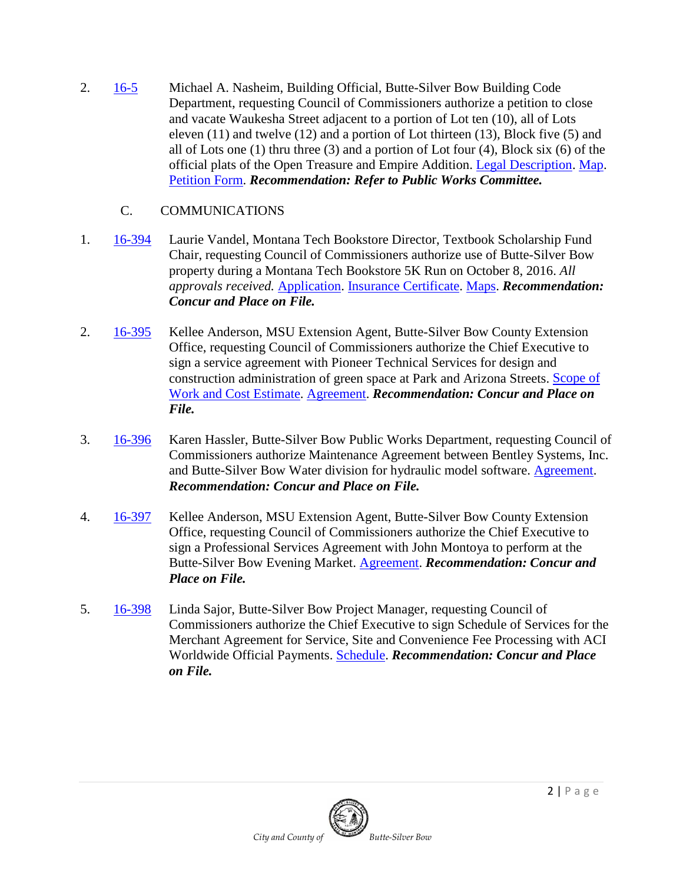2. [16-5] Michael A. Nasheim, Building Official, Butte-Silver Bow Building Code Department, requesting Council of Commissioners authorize a petition to close and vacate Waukesha Street adjacent to a portion of Lot ten (10), all of Lots eleven (11) and twelve (12) and a portion of Lot thirteen (13), Block five (5) and all of Lots one (1) thru three (3) and a portion of Lot four (4), Block six (6) of the official plats of the Open Treasure and Empire Addition. Legal Description. Map. Petition Form. ***Recommendation: Refer to Public Works Committee.***

## C. COMMUNICATIONS

1. 16-394 Laurie Vandel, Montana Tech Bookstore Director, Textbook Scholarship Fund Chair, requesting Council of Commissioners authorize use of Butte-Silver Bow property during a Montana Tech Bookstore 5K Run on October 8, 2016. *All approvals received.* Application. Insurance Certificate. Maps. ***Recommendation: Concur and Place on File.***

2. 16-395 Kellee Anderson, MSU Extension Agent, Butte-Silver Bow County Extension Office, requesting Council of Commissioners authorize the Chief Executive to sign a service agreement with Pioneer Technical Services for design and construction administration of green space at Park and Arizona Streets. Scope of Work and Cost Estimate. Agreement. ***Recommendation: Concur and Place on File.***

3. 16-396 Karen Hassler, Butte-Silver Bow Public Works Department, requesting Council of Commissioners authorize Maintenance Agreement between Bentley Systems, Inc. and Butte-Silver Bow Water division for hydraulic model software. Agreement. ***Recommendation: Concur and Place on File.***

4. 16-397 Kellee Anderson, MSU Extension Agent, Butte-Silver Bow County Extension Office, requesting Council of Commissioners authorize the Chief Executive to sign a Professional Services Agreement with John Montoya to perform at the Butte-Silver Bow Evening Market. Agreement. ***Recommendation: Concur and Place on File.***

5. 16-398 Linda Sajor, Butte-Silver Bow Project Manager, requesting Council of Commissioners authorize the Chief Executive to sign Schedule of Services for the Merchant Agreement for Service, Site and Convenience Fee Processing with ACI Worldwide Official Payments. Schedule. ***Recommendation: Concur and Place on File.***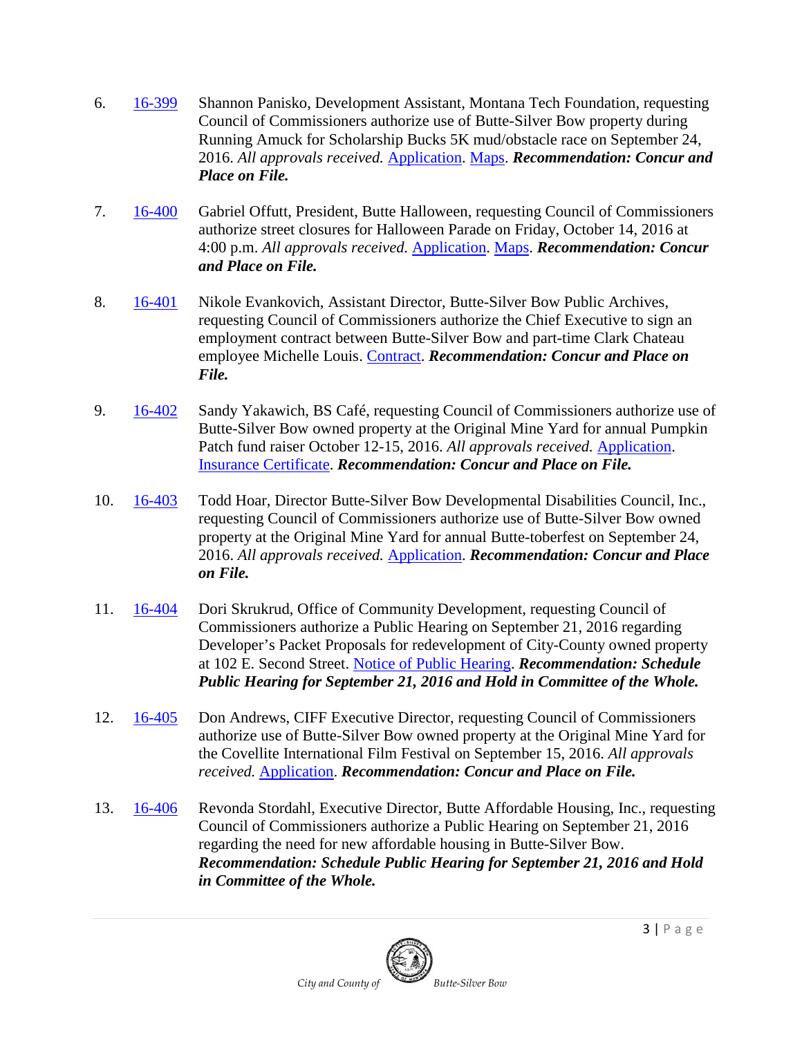6. 16-399 Shannon Panisko, Development Assistant, Montana Tech Foundation, requesting Council of Commissioners authorize use of Butte-Silver Bow property during Running Amuck for Scholarship Bucks 5K mud/obstacle race on September 24, 2016. *All approvals received.* Application. Maps. ***Recommendation: Concur and Place on File.***

7. 16-400 Gabriel Offutt, President, Butte Halloween, requesting Council of Commissioners authorize street closures for Halloween Parade on Friday, October 14, 2016 at 4:00 p.m. *All approvals received.* Application. Maps. ***Recommendation: Concur and Place on File.***

8. 16-401 Nikole Evankovich, Assistant Director, Butte-Silver Bow Public Archives, requesting Council of Commissioners authorize the Chief Executive to sign an employment contract between Butte-Silver Bow and part-time Clark Chateau employee Michelle Louis. Contract. ***Recommendation: Concur and Place on File.***

9. 16-402 Sandy Yakawich, BS Café, requesting Council of Commissioners authorize use of Butte-Silver Bow owned property at the Original Mine Yard for annual Pumpkin Patch fund raiser October 12-15, 2016. *All approvals received.* Application. Insurance Certificate. ***Recommendation: Concur and Place on File.***

10. 16-403 Todd Hoar, Director Butte-Silver Bow Developmental Disabilities Council, Inc., requesting Council of Commissioners authorize use of Butte-Silver Bow owned property at the Original Mine Yard for annual Butte-toberfest on September 24, 2016. *All approvals received.* Application. ***Recommendation: Concur and Place on File.***

11. 16-404 Dori Skrukrud, Office of Community Development, requesting Council of Commissioners authorize a Public Hearing on September 21, 2016 regarding Developer's Packet Proposals for redevelopment of City-County owned property at 102 E. Second Street. Notice of Public Hearing. ***Recommendation: Schedule Public Hearing for September 21, 2016 and Hold in Committee of the Whole.***

12. 16-405 Don Andrews, CIFF Executive Director, requesting Council of Commissioners authorize use of Butte-Silver Bow owned property at the Original Mine Yard for the Covellite International Film Festival on September 15, 2016. *All approvals received.* Application. ***Recommendation: Concur and Place on File.***

13. 16-406 Revonda Stordahl, Executive Director, Butte Affordable Housing, Inc., requesting Council of Commissioners authorize a Public Hearing on September 21, 2016 regarding the need for new affordable housing in Butte-Silver Bow. ***Recommendation: Schedule Public Hearing for September 21, 2016 and Hold in Committee of the Whole.***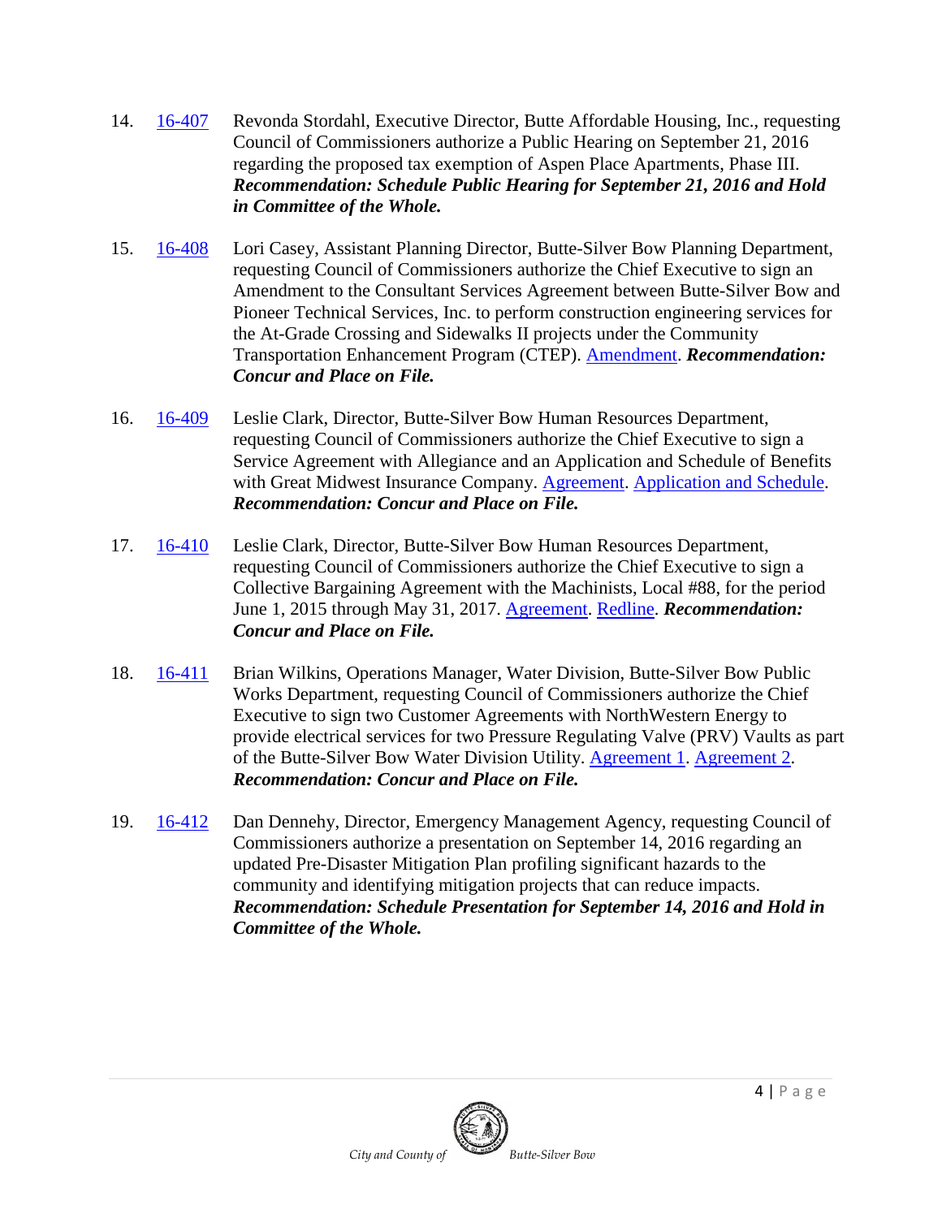14. 16-407 Revonda Stordahl, Executive Director, Butte Affordable Housing, Inc., requesting Council of Commissioners authorize a Public Hearing on September 21, 2016 regarding the proposed tax exemption of Aspen Place Apartments, Phase III. ***Recommendation: Schedule Public Hearing for September 21, 2016 and Hold in Committee of the Whole.***

15. 16-408 Lori Casey, Assistant Planning Director, Butte-Silver Bow Planning Department, requesting Council of Commissioners authorize the Chief Executive to sign an Amendment to the Consultant Services Agreement between Butte-Silver Bow and Pioneer Technical Services, Inc. to perform construction engineering services for the At-Grade Crossing and Sidewalks II projects under the Community Transportation Enhancement Program (CTEP). Amendment. ***Recommendation: Concur and Place on File.***

16. 16-409 Leslie Clark, Director, Butte-Silver Bow Human Resources Department, requesting Council of Commissioners authorize the Chief Executive to sign a Service Agreement with Allegiance and an Application and Schedule of Benefits with Great Midwest Insurance Company. Agreement. Application and Schedule. ***Recommendation: Concur and Place on File.***

17. 16-410 Leslie Clark, Director, Butte-Silver Bow Human Resources Department, requesting Council of Commissioners authorize the Chief Executive to sign a Collective Bargaining Agreement with the Machinists, Local #88, for the period June 1, 2015 through May 31, 2017. Agreement. Redline. ***Recommendation: Concur and Place on File.***

18. 16-411 Brian Wilkins, Operations Manager, Water Division, Butte-Silver Bow Public Works Department, requesting Council of Commissioners authorize the Chief Executive to sign two Customer Agreements with NorthWestern Energy to provide electrical services for two Pressure Regulating Valve (PRV) Vaults as part of the Butte-Silver Bow Water Division Utility. Agreement 1. Agreement 2. ***Recommendation: Concur and Place on File.***

19. 16-412 Dan Dennehy, Director, Emergency Management Agency, requesting Council of Commissioners authorize a presentation on September 14, 2016 regarding an updated Pre-Disaster Mitigation Plan profiling significant hazards to the community and identifying mitigation projects that can reduce impacts. ***Recommendation: Schedule Presentation for September 14, 2016 and Hold in Committee of the Whole.***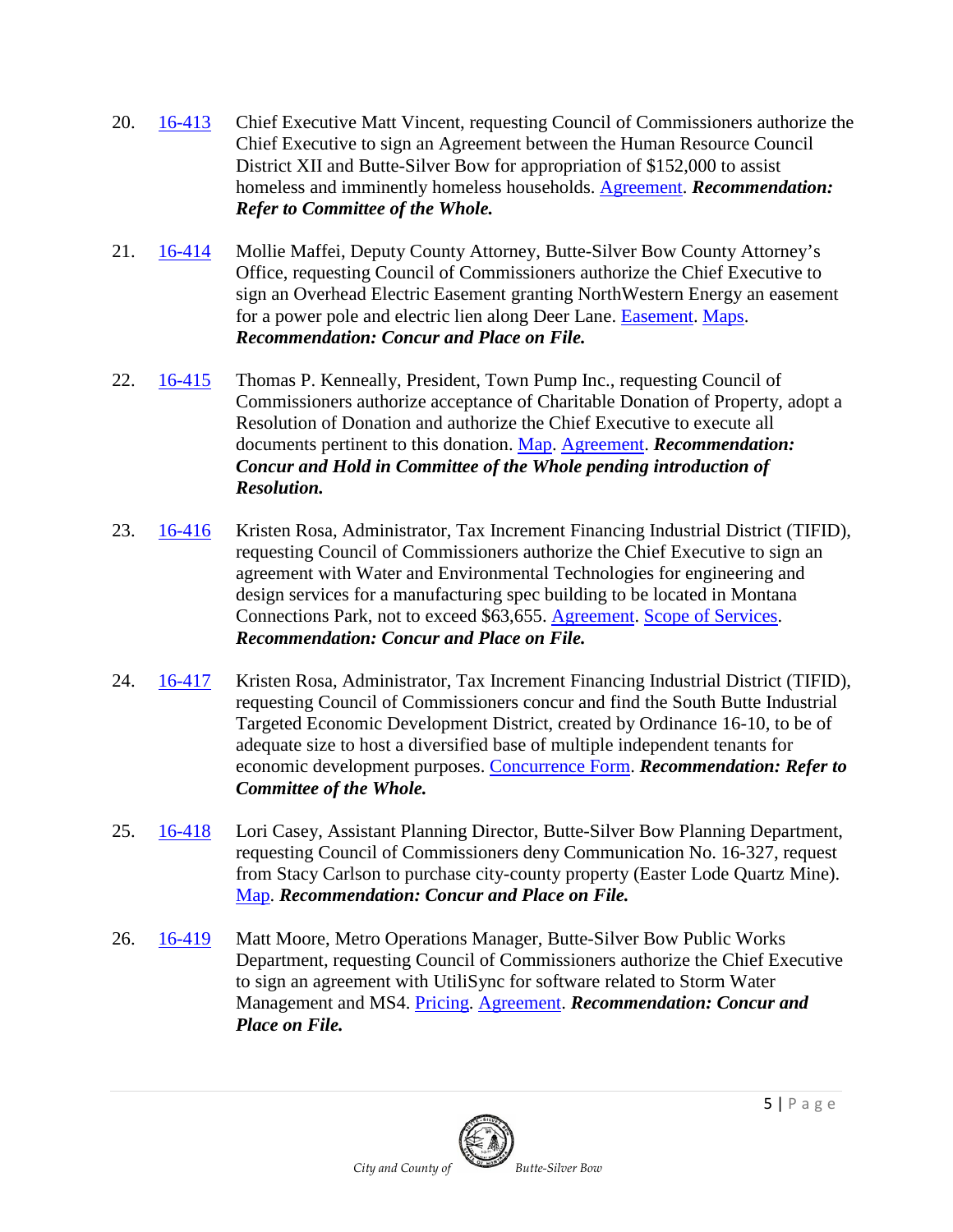20. 16-413 Chief Executive Matt Vincent, requesting Council of Commissioners authorize the Chief Executive to sign an Agreement between the Human Resource Council District XII and Butte-Silver Bow for appropriation of $152,000 to assist homeless and imminently homeless households. Agreement. ***Recommendation: Refer to Committee of the Whole.***

21. 16-414 Mollie Maffei, Deputy County Attorney, Butte-Silver Bow County Attorney's Office, requesting Council of Commissioners authorize the Chief Executive to sign an Overhead Electric Easement granting NorthWestern Energy an easement for a power pole and electric lien along Deer Lane. Easement. Maps. ***Recommendation: Concur and Place on File.***

22. 16-415 Thomas P. Kenneally, President, Town Pump Inc., requesting Council of Commissioners authorize acceptance of Charitable Donation of Property, adopt a Resolution of Donation and authorize the Chief Executive to execute all documents pertinent to this donation. Map. Agreement. ***Recommendation: Concur and Hold in Committee of the Whole pending introduction of Resolution.***

23. 16-416 Kristen Rosa, Administrator, Tax Increment Financing Industrial District (TIFID), requesting Council of Commissioners authorize the Chief Executive to sign an agreement with Water and Environmental Technologies for engineering and design services for a manufacturing spec building to be located in Montana Connections Park, not to exceed $63,655. Agreement. Scope of Services. ***Recommendation: Concur and Place on File.***

24. 16-417 Kristen Rosa, Administrator, Tax Increment Financing Industrial District (TIFID), requesting Council of Commissioners concur and find the South Butte Industrial Targeted Economic Development District, created by Ordinance 16-10, to be of adequate size to host a diversified base of multiple independent tenants for economic development purposes. Concurrence Form. ***Recommendation: Refer to Committee of the Whole.***

25. 16-418 Lori Casey, Assistant Planning Director, Butte-Silver Bow Planning Department, requesting Council of Commissioners deny Communication No. 16-327, request from Stacy Carlson to purchase city-county property (Easter Lode Quartz Mine). Map. ***Recommendation: Concur and Place on File.***

26. 16-419 Matt Moore, Metro Operations Manager, Butte-Silver Bow Public Works Department, requesting Council of Commissioners authorize the Chief Executive to sign an agreement with UtiliSync for software related to Storm Water Management and MS4. Pricing. Agreement. ***Recommendation: Concur and Place on File.***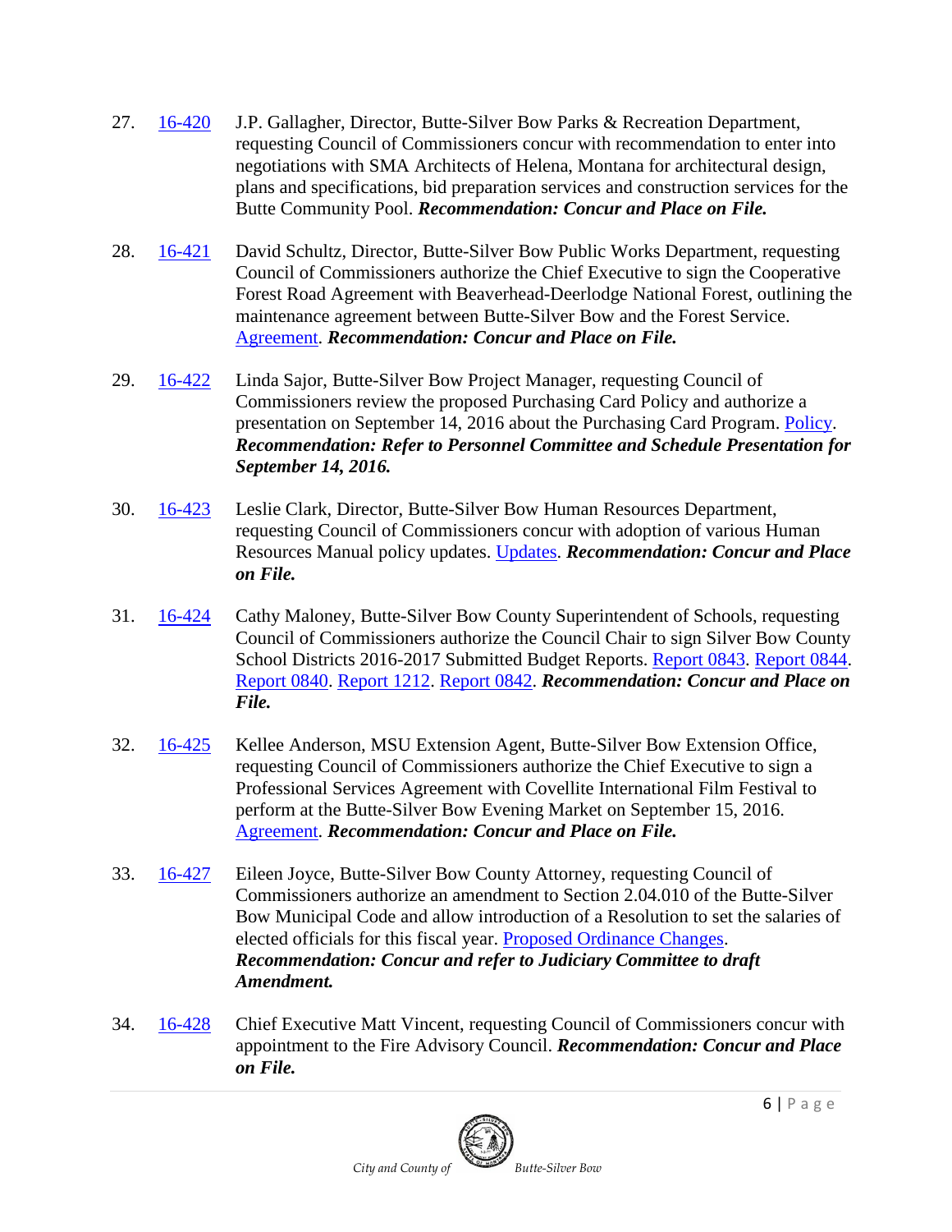27. 16-420 J.P. Gallagher, Director, Butte-Silver Bow Parks & Recreation Department, requesting Council of Commissioners concur with recommendation to enter into negotiations with SMA Architects of Helena, Montana for architectural design, plans and specifications, bid preparation services and construction services for the Butte Community Pool. ***Recommendation: Concur and Place on File.***

28. 16-421 David Schultz, Director, Butte-Silver Bow Public Works Department, requesting Council of Commissioners authorize the Chief Executive to sign the Cooperative Forest Road Agreement with Beaverhead-Deerlodge National Forest, outlining the maintenance agreement between Butte-Silver Bow and the Forest Service. Agreement. ***Recommendation: Concur and Place on File.***

29. 16-422 Linda Sajor, Butte-Silver Bow Project Manager, requesting Council of Commissioners review the proposed Purchasing Card Policy and authorize a presentation on September 14, 2016 about the Purchasing Card Program. Policy. ***Recommendation: Refer to Personnel Committee and Schedule Presentation for September 14, 2016.***

30. 16-423 Leslie Clark, Director, Butte-Silver Bow Human Resources Department, requesting Council of Commissioners concur with adoption of various Human Resources Manual policy updates. Updates. ***Recommendation: Concur and Place on File.***

31. 16-424 Cathy Maloney, Butte-Silver Bow County Superintendent of Schools, requesting Council of Commissioners authorize the Council Chair to sign Silver Bow County School Districts 2016-2017 Submitted Budget Reports. Report 0843. Report 0844. Report 0840. Report 1212. Report 0842. ***Recommendation: Concur and Place on File.***

32. 16-425 Kellee Anderson, MSU Extension Agent, Butte-Silver Bow Extension Office, requesting Council of Commissioners authorize the Chief Executive to sign a Professional Services Agreement with Covellite International Film Festival to perform at the Butte-Silver Bow Evening Market on September 15, 2016. Agreement. ***Recommendation: Concur and Place on File.***

33. 16-427 Eileen Joyce, Butte-Silver Bow County Attorney, requesting Council of Commissioners authorize an amendment to Section 2.04.010 of the Butte-Silver Bow Municipal Code and allow introduction of a Resolution to set the salaries of elected officials for this fiscal year. Proposed Ordinance Changes. ***Recommendation: Concur and refer to Judiciary Committee to draft Amendment.***

34. 16-428 Chief Executive Matt Vincent, requesting Council of Commissioners concur with appointment to the Fire Advisory Council. ***Recommendation: Concur and Place on File.***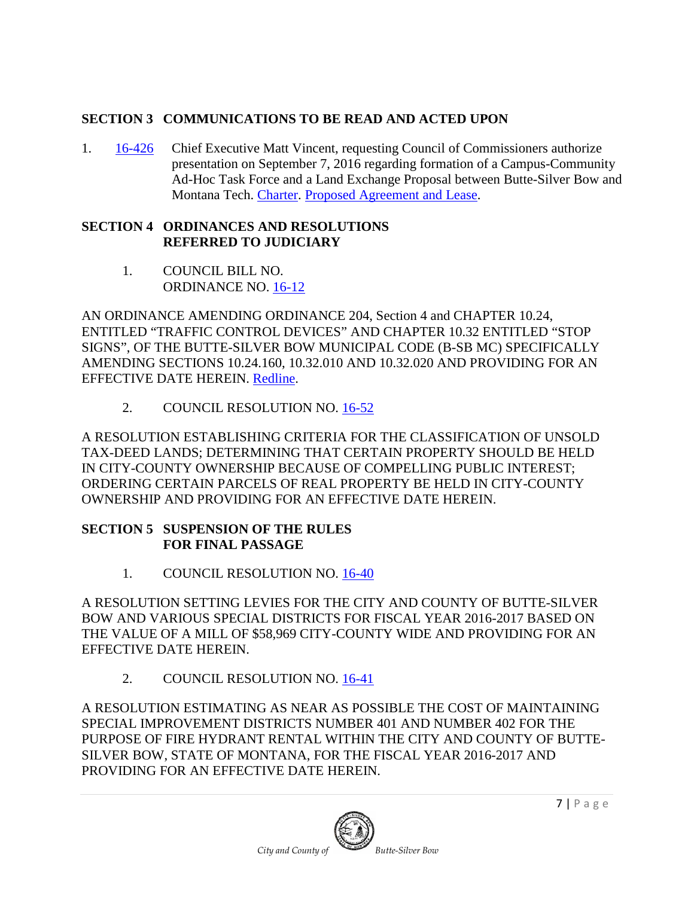## SECTION 3 COMMUNICATIONS TO BE READ AND ACTED UPON

1. 16-426 Chief Executive Matt Vincent, requesting Council of Commissioners authorize presentation on September 7, 2016 regarding formation of a Campus-Community Ad-Hoc Task Force and a Land Exchange Proposal between Butte-Silver Bow and Montana Tech. Charter. Proposed Agreement and Lease.

## SECTION 4 ORDINANCES AND RESOLUTIONS REFERRED TO JUDICIARY

1. COUNCIL BILL NO.
   ORDINANCE NO. 16-12

AN ORDINANCE AMENDING ORDINANCE 204, Section 4 and CHAPTER 10.24, ENTITLED "TRAFFIC CONTROL DEVICES" AND CHAPTER 10.32 ENTITLED "STOP SIGNS", OF THE BUTTE-SILVER BOW MUNICIPAL CODE (B-SB MC) SPECIFICALLY AMENDING SECTIONS 10.24.160, 10.32.010 AND 10.32.020 AND PROVIDING FOR AN EFFECTIVE DATE HEREIN. Redline.

2. COUNCIL RESOLUTION NO. 16-52

A RESOLUTION ESTABLISHING CRITERIA FOR THE CLASSIFICATION OF UNSOLD TAX-DEED LANDS; DETERMINING THAT CERTAIN PROPERTY SHOULD BE HELD IN CITY-COUNTY OWNERSHIP BECAUSE OF COMPELLING PUBLIC INTEREST; ORDERING CERTAIN PARCELS OF REAL PROPERTY BE HELD IN CITY-COUNTY OWNERSHIP AND PROVIDING FOR AN EFFECTIVE DATE HEREIN.

## SECTION 5 SUSPENSION OF THE RULES FOR FINAL PASSAGE

1. COUNCIL RESOLUTION NO. 16-40

A RESOLUTION SETTING LEVIES FOR THE CITY AND COUNTY OF BUTTE-SILVER BOW AND VARIOUS SPECIAL DISTRICTS FOR FISCAL YEAR 2016-2017 BASED ON THE VALUE OF A MILL OF $58,969 CITY-COUNTY WIDE AND PROVIDING FOR AN EFFECTIVE DATE HEREIN.

2. COUNCIL RESOLUTION NO. 16-41

A RESOLUTION ESTIMATING AS NEAR AS POSSIBLE THE COST OF MAINTAINING SPECIAL IMPROVEMENT DISTRICTS NUMBER 401 AND NUMBER 402 FOR THE PURPOSE OF FIRE HYDRANT RENTAL WITHIN THE CITY AND COUNTY OF BUTTE-SILVER BOW, STATE OF MONTANA, FOR THE FISCAL YEAR 2016-2017 AND PROVIDING FOR AN EFFECTIVE DATE HEREIN.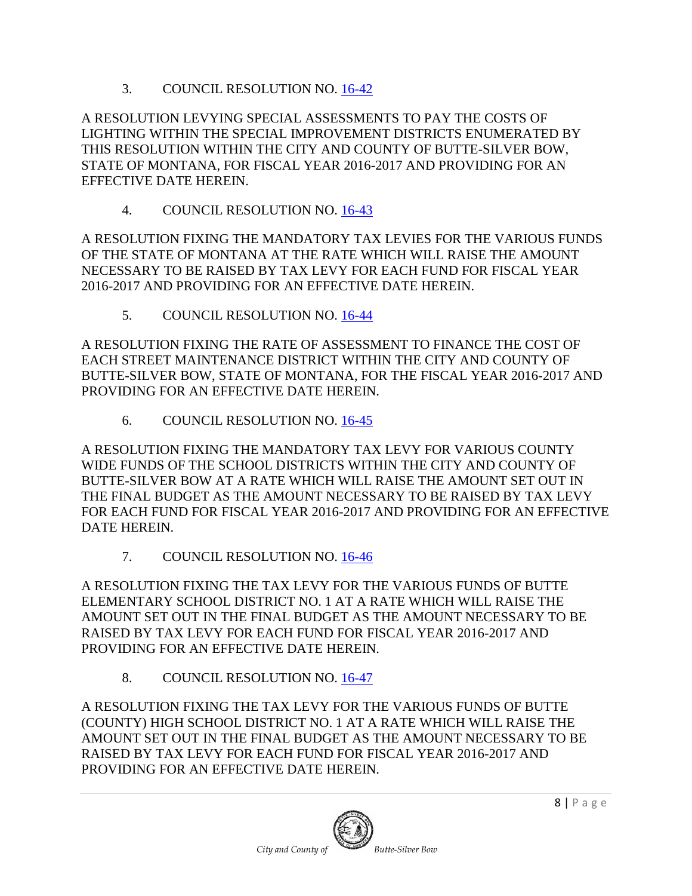3. COUNCIL RESOLUTION NO. 16-42

A RESOLUTION LEVYING SPECIAL ASSESSMENTS TO PAY THE COSTS OF LIGHTING WITHIN THE SPECIAL IMPROVEMENT DISTRICTS ENUMERATED BY THIS RESOLUTION WITHIN THE CITY AND COUNTY OF BUTTE-SILVER BOW, STATE OF MONTANA, FOR FISCAL YEAR 2016-2017 AND PROVIDING FOR AN EFFECTIVE DATE HEREIN.

4. COUNCIL RESOLUTION NO. 16-43

A RESOLUTION FIXING THE MANDATORY TAX LEVIES FOR THE VARIOUS FUNDS OF THE STATE OF MONTANA AT THE RATE WHICH WILL RAISE THE AMOUNT NECESSARY TO BE RAISED BY TAX LEVY FOR EACH FUND FOR FISCAL YEAR 2016-2017 AND PROVIDING FOR AN EFFECTIVE DATE HEREIN.

5. COUNCIL RESOLUTION NO. 16-44

A RESOLUTION FIXING THE RATE OF ASSESSMENT TO FINANCE THE COST OF EACH STREET MAINTENANCE DISTRICT WITHIN THE CITY AND COUNTY OF BUTTE-SILVER BOW, STATE OF MONTANA, FOR THE FISCAL YEAR 2016-2017 AND PROVIDING FOR AN EFFECTIVE DATE HEREIN.

6. COUNCIL RESOLUTION NO. 16-45

A RESOLUTION FIXING THE MANDATORY TAX LEVY FOR VARIOUS COUNTY WIDE FUNDS OF THE SCHOOL DISTRICTS WITHIN THE CITY AND COUNTY OF BUTTE-SILVER BOW AT A RATE WHICH WILL RAISE THE AMOUNT SET OUT IN THE FINAL BUDGET AS THE AMOUNT NECESSARY TO BE RAISED BY TAX LEVY FOR EACH FUND FOR FISCAL YEAR 2016-2017 AND PROVIDING FOR AN EFFECTIVE DATE HEREIN.

7. COUNCIL RESOLUTION NO. 16-46

A RESOLUTION FIXING THE TAX LEVY FOR THE VARIOUS FUNDS OF BUTTE ELEMENTARY SCHOOL DISTRICT NO. 1 AT A RATE WHICH WILL RAISE THE AMOUNT SET OUT IN THE FINAL BUDGET AS THE AMOUNT NECESSARY TO BE RAISED BY TAX LEVY FOR EACH FUND FOR FISCAL YEAR 2016-2017 AND PROVIDING FOR AN EFFECTIVE DATE HEREIN.

8. COUNCIL RESOLUTION NO. 16-47

A RESOLUTION FIXING THE TAX LEVY FOR THE VARIOUS FUNDS OF BUTTE (COUNTY) HIGH SCHOOL DISTRICT NO. 1 AT A RATE WHICH WILL RAISE THE AMOUNT SET OUT IN THE FINAL BUDGET AS THE AMOUNT NECESSARY TO BE RAISED BY TAX LEVY FOR EACH FUND FOR FISCAL YEAR 2016-2017 AND PROVIDING FOR AN EFFECTIVE DATE HEREIN.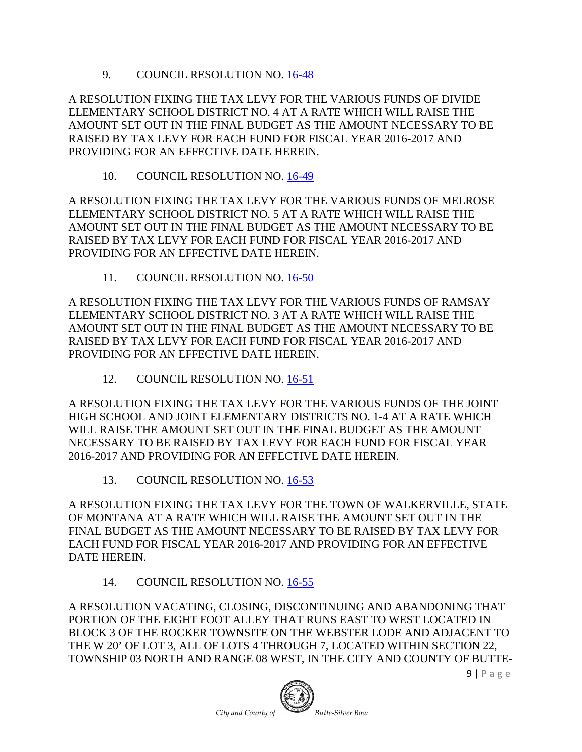9. COUNCIL RESOLUTION NO. 16-48

A RESOLUTION FIXING THE TAX LEVY FOR THE VARIOUS FUNDS OF DIVIDE ELEMENTARY SCHOOL DISTRICT NO. 4 AT A RATE WHICH WILL RAISE THE AMOUNT SET OUT IN THE FINAL BUDGET AS THE AMOUNT NECESSARY TO BE RAISED BY TAX LEVY FOR EACH FUND FOR FISCAL YEAR 2016-2017 AND PROVIDING FOR AN EFFECTIVE DATE HEREIN.

10. COUNCIL RESOLUTION NO. 16-49

A RESOLUTION FIXING THE TAX LEVY FOR THE VARIOUS FUNDS OF MELROSE ELEMENTARY SCHOOL DISTRICT NO. 5 AT A RATE WHICH WILL RAISE THE AMOUNT SET OUT IN THE FINAL BUDGET AS THE AMOUNT NECESSARY TO BE RAISED BY TAX LEVY FOR EACH FUND FOR FISCAL YEAR 2016-2017 AND PROVIDING FOR AN EFFECTIVE DATE HEREIN.

11. COUNCIL RESOLUTION NO. 16-50

A RESOLUTION FIXING THE TAX LEVY FOR THE VARIOUS FUNDS OF RAMSAY ELEMENTARY SCHOOL DISTRICT NO. 3 AT A RATE WHICH WILL RAISE THE AMOUNT SET OUT IN THE FINAL BUDGET AS THE AMOUNT NECESSARY TO BE RAISED BY TAX LEVY FOR EACH FUND FOR FISCAL YEAR 2016-2017 AND PROVIDING FOR AN EFFECTIVE DATE HEREIN.

12. COUNCIL RESOLUTION NO. 16-51

A RESOLUTION FIXING THE TAX LEVY FOR THE VARIOUS FUNDS OF THE JOINT HIGH SCHOOL AND JOINT ELEMENTARY DISTRICTS NO. 1-4 AT A RATE WHICH WILL RAISE THE AMOUNT SET OUT IN THE FINAL BUDGET AS THE AMOUNT NECESSARY TO BE RAISED BY TAX LEVY FOR EACH FUND FOR FISCAL YEAR 2016-2017 AND PROVIDING FOR AN EFFECTIVE DATE HEREIN.

13. COUNCIL RESOLUTION NO. 16-53

A RESOLUTION FIXING THE TAX LEVY FOR THE TOWN OF WALKERVILLE, STATE OF MONTANA AT A RATE WHICH WILL RAISE THE AMOUNT SET OUT IN THE FINAL BUDGET AS THE AMOUNT NECESSARY TO BE RAISED BY TAX LEVY FOR EACH FUND FOR FISCAL YEAR 2016-2017 AND PROVIDING FOR AN EFFECTIVE DATE HEREIN.

14. COUNCIL RESOLUTION NO. 16-55

A RESOLUTION VACATING, CLOSING, DISCONTINUING AND ABANDONING THAT PORTION OF THE EIGHT FOOT ALLEY THAT RUNS EAST TO WEST LOCATED IN BLOCK 3 OF THE ROCKER TOWNSITE ON THE WEBSTER LODE AND ADJACENT TO THE W 20' OF LOT 3, ALL OF LOTS 4 THROUGH 7, LOCATED WITHIN SECTION 22, TOWNSHIP 03 NORTH AND RANGE 08 WEST, IN THE CITY AND COUNTY OF BUTTE-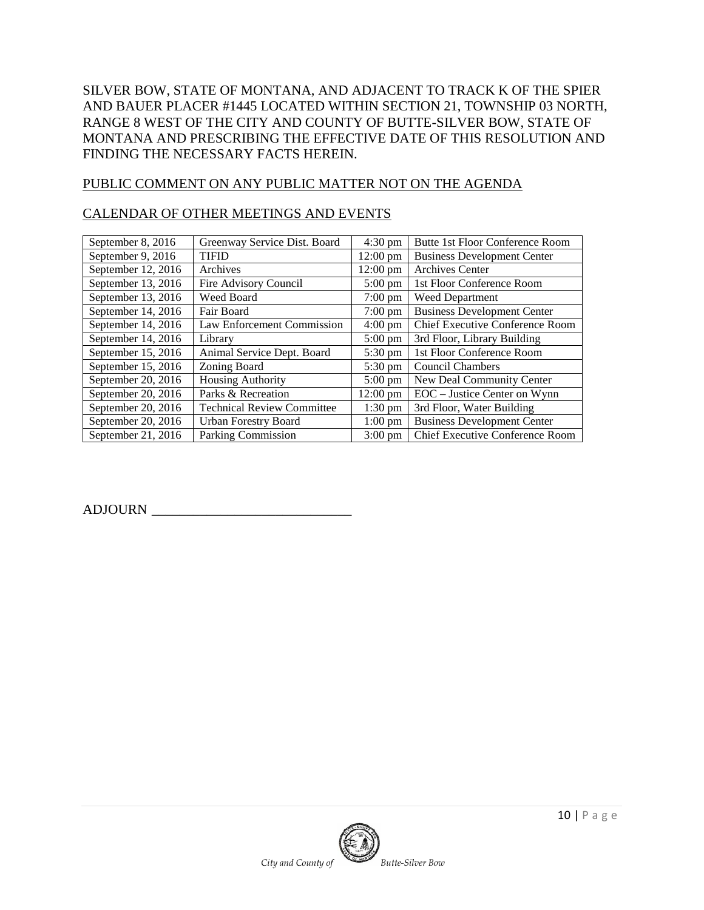SILVER BOW, STATE OF MONTANA, AND ADJACENT TO TRACK K OF THE SPIER AND BAUER PLACER #1445 LOCATED WITHIN SECTION 21, TOWNSHIP 03 NORTH, RANGE 8 WEST OF THE CITY AND COUNTY OF BUTTE-SILVER BOW, STATE OF MONTANA AND PRESCRIBING THE EFFECTIVE DATE OF THIS RESOLUTION AND FINDING THE NECESSARY FACTS HEREIN.

PUBLIC COMMENT ON ANY PUBLIC MATTER NOT ON THE AGENDA

CALENDAR OF OTHER MEETINGS AND EVENTS

| September 8, 2016 | Greenway Service Dist. Board | 4:30 pm | Butte 1st Floor Conference Room |
|---|---|---|---|
| September 9, 2016 | TIFID | 12:00 pm | Business Development Center |
| September 12, 2016 | Archives | 12:00 pm | Archives Center |
| September 13, 2016 | Fire Advisory Council | 5:00 pm | 1st Floor Conference Room |
| September 13, 2016 | Weed Board | 7:00 pm | Weed Department |
| September 14, 2016 | Fair Board | 7:00 pm | Business Development Center |
| September 14, 2016 | Law Enforcement Commission | 4:00 pm | Chief Executive Conference Room |
| September 14, 2016 | Library | 5:00 pm | 3rd Floor, Library Building |
| September 15, 2016 | Animal Service Dept. Board | 5:30 pm | 1st Floor Conference Room |
| September 15, 2016 | Zoning Board | 5:30 pm | Council Chambers |
| September 20, 2016 | Housing Authority | 5:00 pm | New Deal Community Center |
| September 20, 2016 | Parks & Recreation | 12:00 pm | EOC – Justice Center on Wynn |
| September 20, 2016 | Technical Review Committee | 1:30 pm | 3rd Floor, Water Building |
| September 20, 2016 | Urban Forestry Board | 1:00 pm | Business Development Center |
| September 21, 2016 | Parking Commission | 3:00 pm | Chief Executive Conference Room |

ADJOURN ______________________________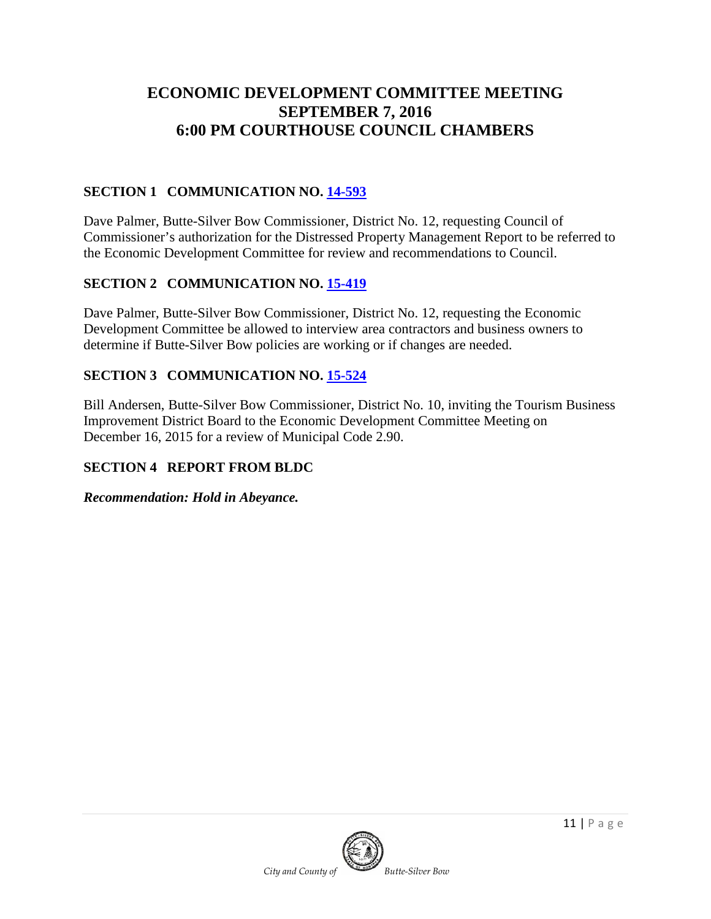# ECONOMIC DEVELOPMENT COMMITTEE MEETING SEPTEMBER 7, 2016 6:00 PM COURTHOUSE COUNCIL CHAMBERS

## SECTION 1 COMMUNICATION NO. 14-593

Dave Palmer, Butte-Silver Bow Commissioner, District No. 12, requesting Council of Commissioner's authorization for the Distressed Property Management Report to be referred to the Economic Development Committee for review and recommendations to Council.

## SECTION 2 COMMUNICATION NO. 15-419

Dave Palmer, Butte-Silver Bow Commissioner, District No. 12, requesting the Economic Development Committee be allowed to interview area contractors and business owners to determine if Butte-Silver Bow policies are working or if changes are needed.

## SECTION 3 COMMUNICATION NO. 15-524

Bill Andersen, Butte-Silver Bow Commissioner, District No. 10, inviting the Tourism Business Improvement District Board to the Economic Development Committee Meeting on December 16, 2015 for a review of Municipal Code 2.90.

## SECTION 4 REPORT FROM BLDC

***Recommendation: Hold in Abeyance.***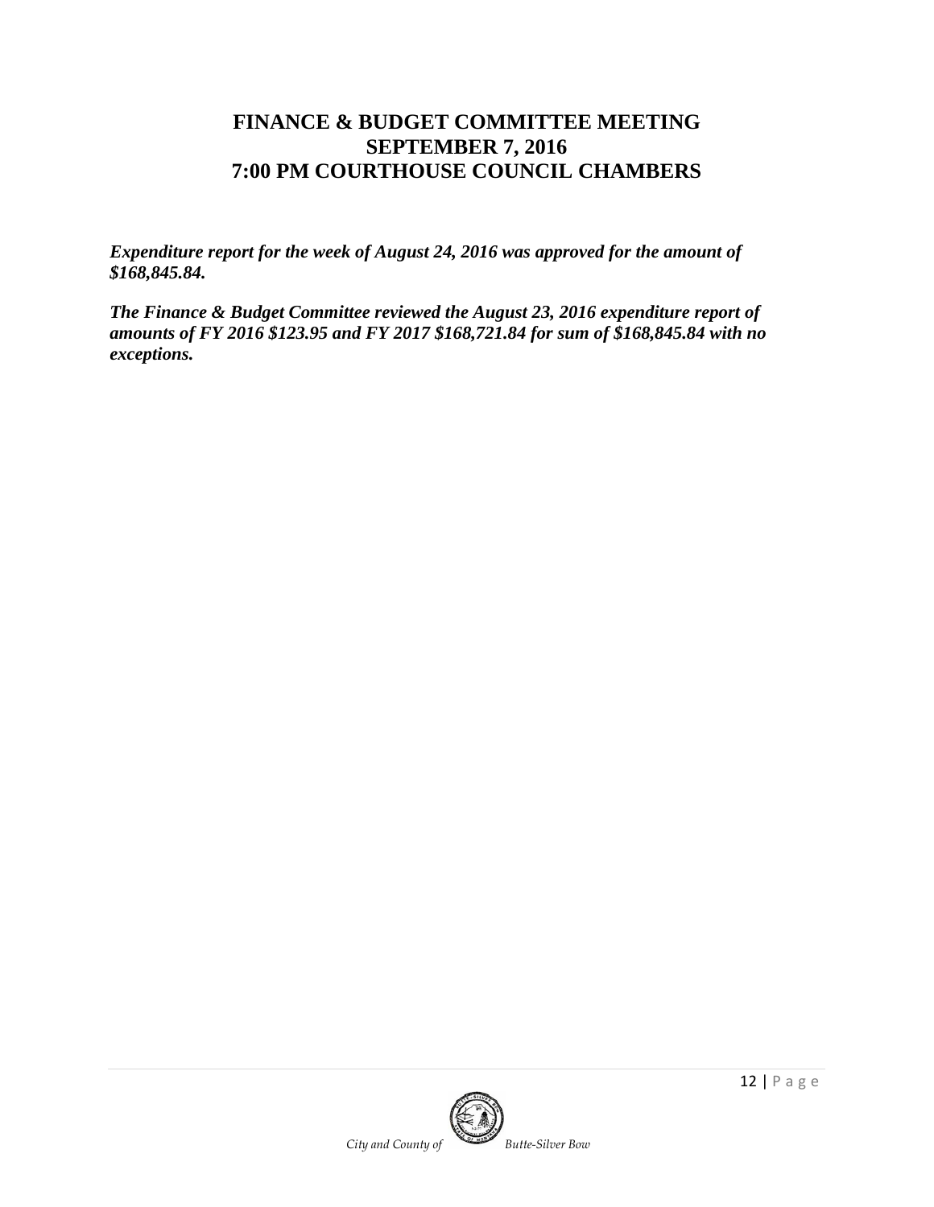# FINANCE & BUDGET COMMITTEE MEETING
# SEPTEMBER 7, 2016
# 7:00 PM COURTHOUSE COUNCIL CHAMBERS

***Expenditure report for the week of August 24, 2016 was approved for the amount of $168,845.84.***

***The Finance & Budget Committee reviewed the August 23, 2016 expenditure report of amounts of FY 2016 $123.95 and FY 2017 $168,721.84 for sum of $168,845.84 with no exceptions.***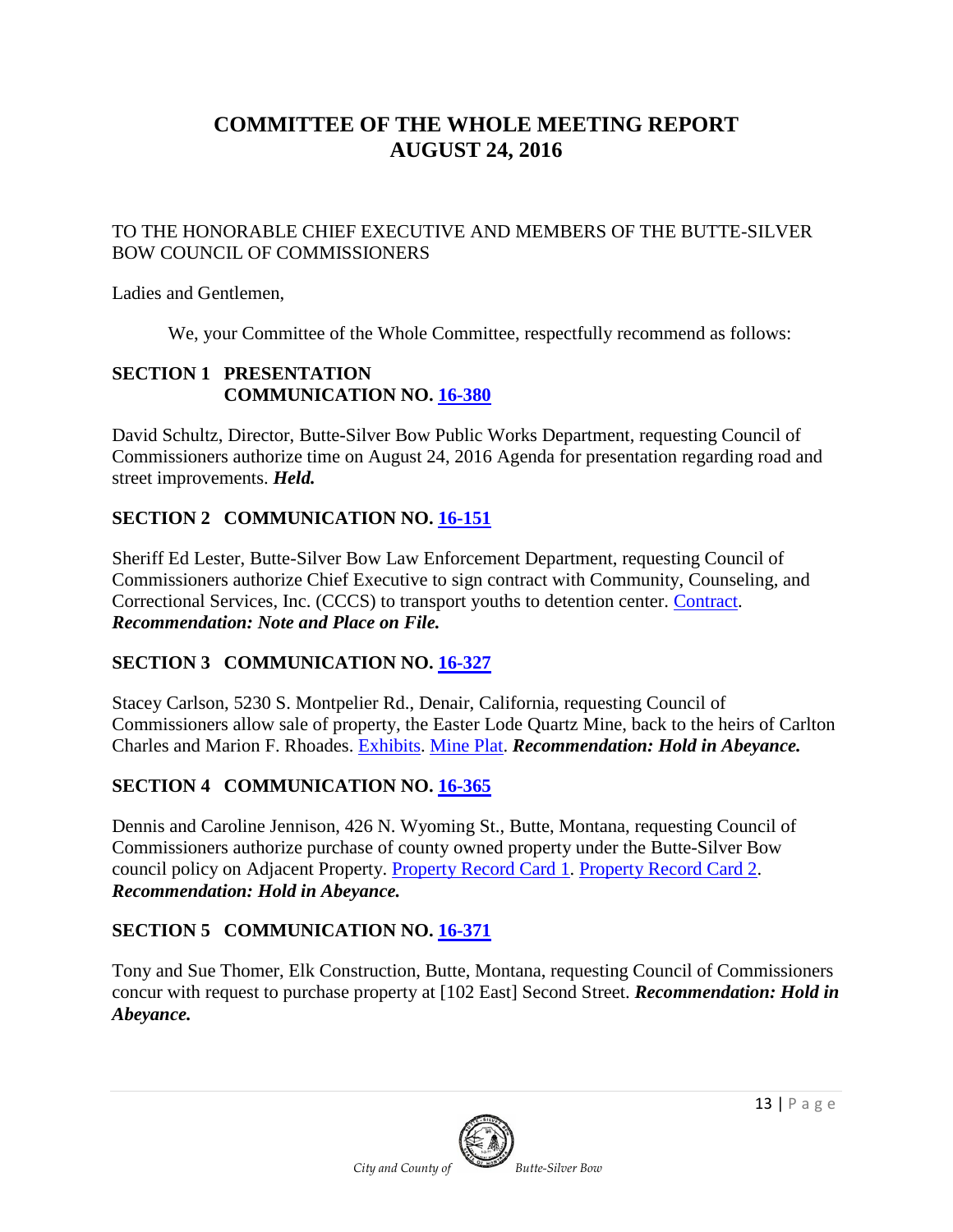# COMMITTEE OF THE WHOLE MEETING REPORT
# AUGUST 24, 2016

TO THE HONORABLE CHIEF EXECUTIVE AND MEMBERS OF THE BUTTE-SILVER BOW COUNCIL OF COMMISSIONERS

Ladies and Gentlemen,

We, your Committee of the Whole Committee, respectfully recommend as follows:

**SECTION 1 PRESENTATION**
**COMMUNICATION NO. 16-380**

David Schultz, Director, Butte-Silver Bow Public Works Department, requesting Council of Commissioners authorize time on August 24, 2016 Agenda for presentation regarding road and street improvements. ***Held.***

**SECTION 2 COMMUNICATION NO. 16-151**

Sheriff Ed Lester, Butte-Silver Bow Law Enforcement Department, requesting Council of Commissioners authorize Chief Executive to sign contract with Community, Counseling, and Correctional Services, Inc. (CCCS) to transport youths to detention center. Contract. ***Recommendation: Note and Place on File.***

**SECTION 3 COMMUNICATION NO. 16-327**

Stacey Carlson, 5230 S. Montpelier Rd., Denair, California, requesting Council of Commissioners allow sale of property, the Easter Lode Quartz Mine, back to the heirs of Carlton Charles and Marion F. Rhoades. Exhibits. Mine Plat. ***Recommendation: Hold in Abeyance.***

**SECTION 4 COMMUNICATION NO. 16-365**

Dennis and Caroline Jennison, 426 N. Wyoming St., Butte, Montana, requesting Council of Commissioners authorize purchase of county owned property under the Butte-Silver Bow council policy on Adjacent Property. Property Record Card 1. Property Record Card 2. ***Recommendation: Hold in Abeyance.***

**SECTION 5 COMMUNICATION NO. 16-371**

Tony and Sue Thomer, Elk Construction, Butte, Montana, requesting Council of Commissioners concur with request to purchase property at [102 East] Second Street. ***Recommendation: Hold in Abeyance.***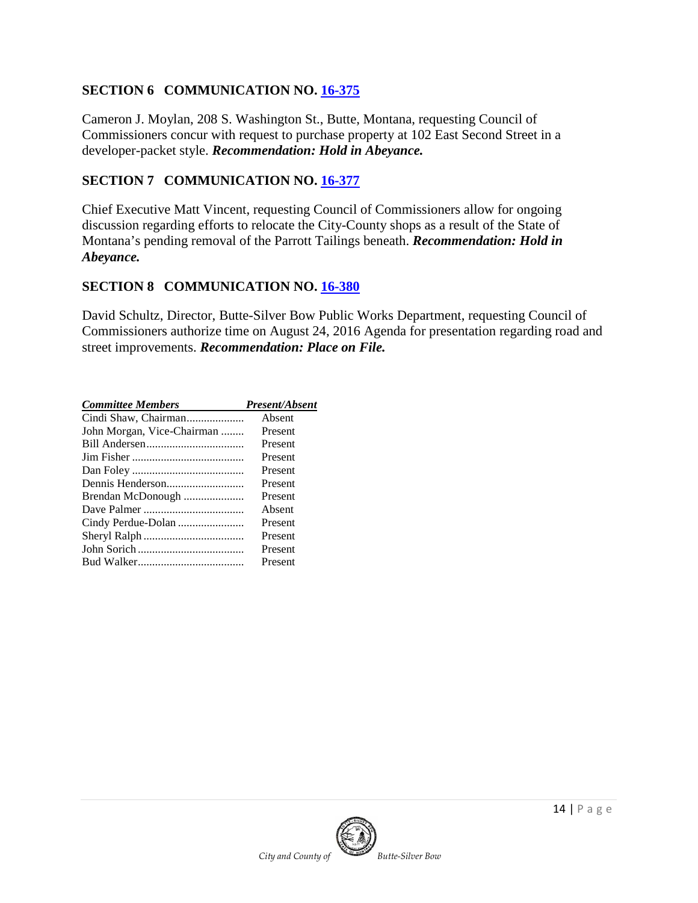### SECTION 6 COMMUNICATION NO. [16-375]

Cameron J. Moylan, 208 S. Washington St., Butte, Montana, requesting Council of Commissioners concur with request to purchase property at 102 East Second Street in a developer-packet style. ***Recommendation: Hold in Abeyance.***

### SECTION 7 COMMUNICATION NO. [16-377]

Chief Executive Matt Vincent, requesting Council of Commissioners allow for ongoing discussion regarding efforts to relocate the City-County shops as a result of the State of Montana's pending removal of the Parrott Tailings beneath. ***Recommendation: Hold in Abeyance.***

### SECTION 8 COMMUNICATION NO. [16-380]

David Schultz, Director, Butte-Silver Bow Public Works Department, requesting Council of Commissioners authorize time on August 24, 2016 Agenda for presentation regarding road and street improvements. ***Recommendation: Place on File.***

| ***Committee Members*** | ***Present/Absent*** |
|---|---|
| Cindi Shaw, Chairman | Absent |
| John Morgan, Vice-Chairman | Present |
| Bill Andersen | Present |
| Jim Fisher | Present |
| Dan Foley | Present |
| Dennis Henderson | Present |
| Brendan McDonough | Present |
| Dave Palmer | Absent |
| Cindy Perdue-Dolan | Present |
| Sheryl Ralph | Present |
| John Sorich | Present |
| Bud Walker | Present |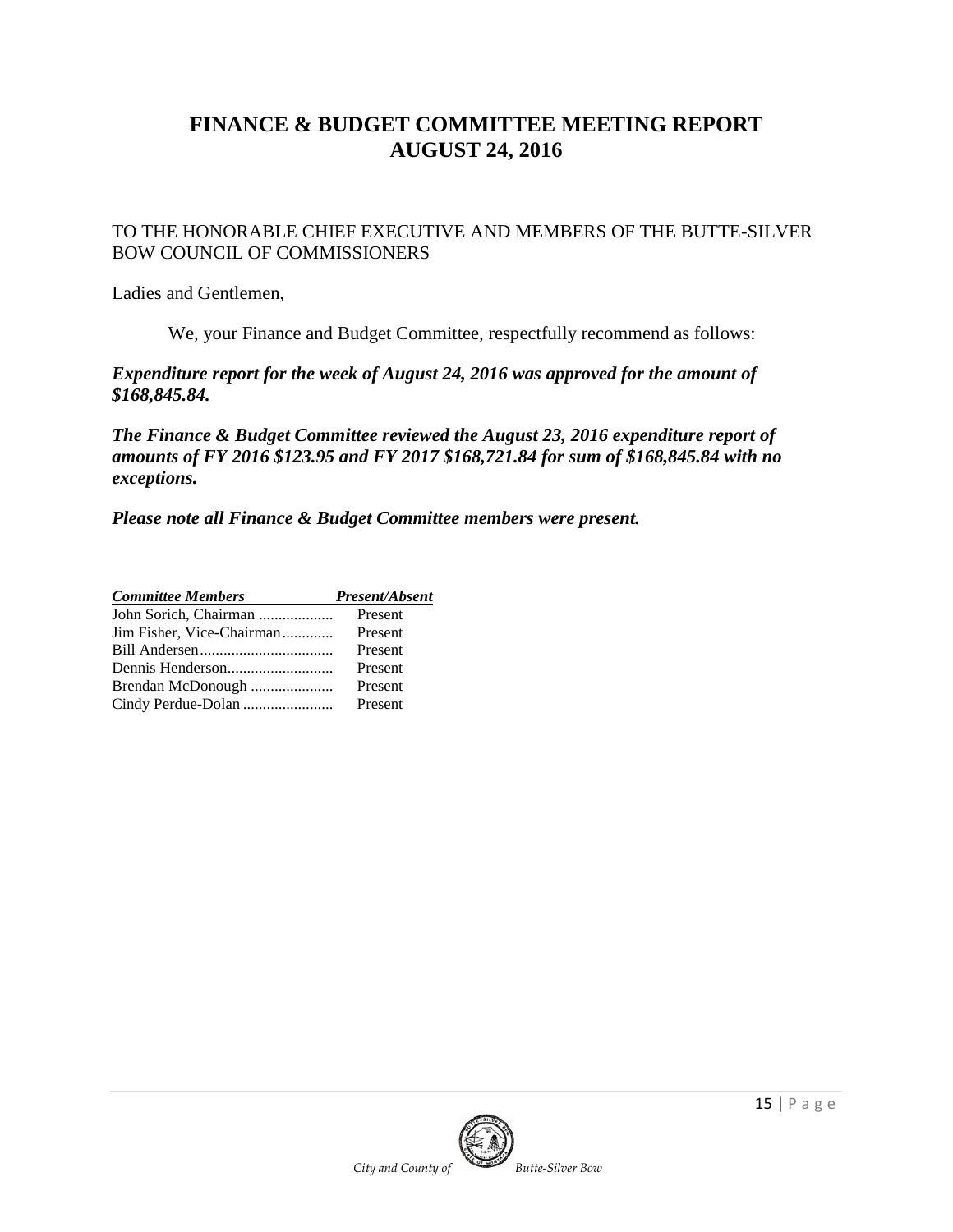# FINANCE & BUDGET COMMITTEE MEETING REPORT
# AUGUST 24, 2016

TO THE HONORABLE CHIEF EXECUTIVE AND MEMBERS OF THE BUTTE-SILVER BOW COUNCIL OF COMMISSIONERS

Ladies and Gentlemen,

We, your Finance and Budget Committee, respectfully recommend as follows:

***Expenditure report for the week of August 24, 2016 was approved for the amount of $168,845.84.***

***The Finance & Budget Committee reviewed the August 23, 2016 expenditure report of amounts of FY 2016 $123.95 and FY 2017 $168,721.84 for sum of $168,845.84 with no exceptions.***

***Please note all Finance & Budget Committee members were present.***

| ***Committee Members*** | ***Present/Absent*** |
| --- | --- |
| John Sorich, Chairman | Present |
| Jim Fisher, Vice-Chairman | Present |
| Bill Andersen | Present |
| Dennis Henderson | Present |
| Brendan McDonough | Present |
| Cindy Perdue-Dolan | Present |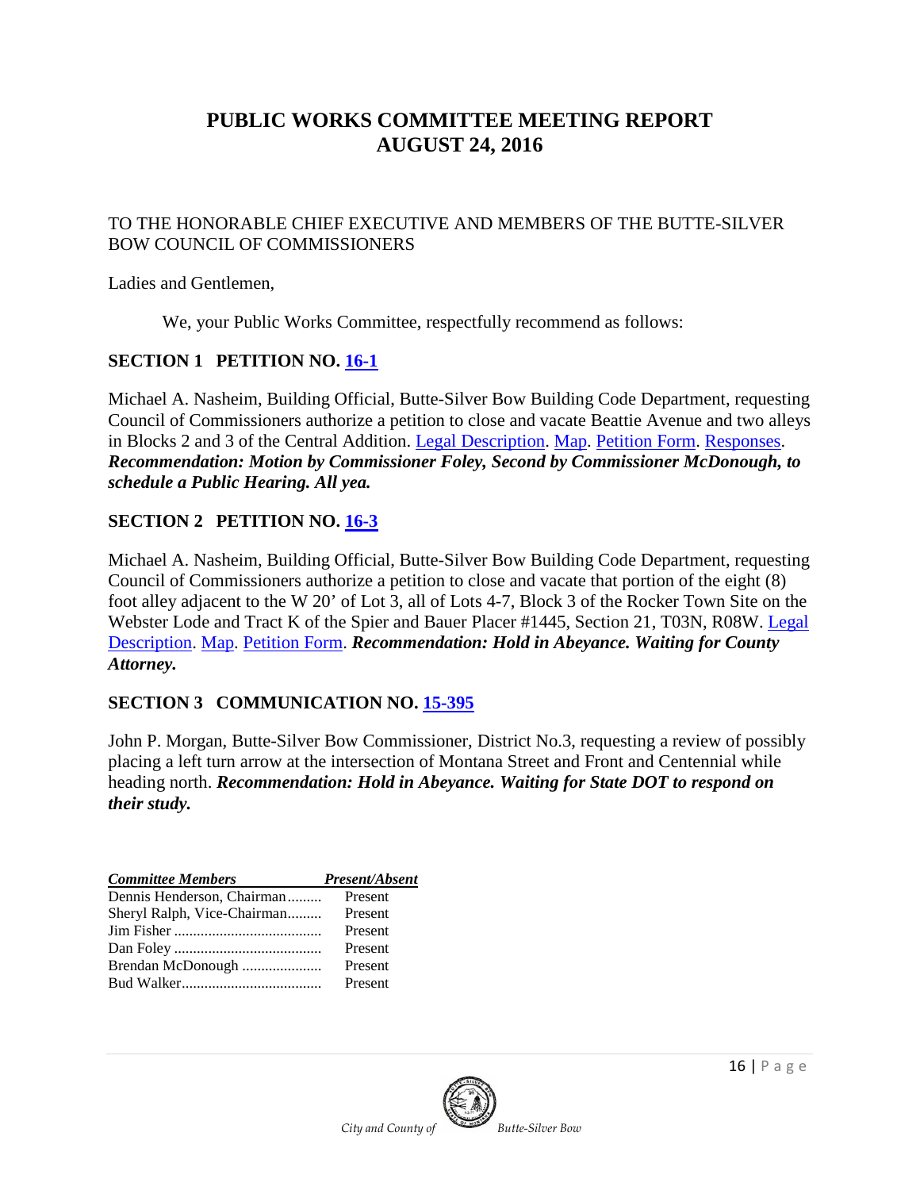# PUBLIC WORKS COMMITTEE MEETING REPORT
# AUGUST 24, 2016

TO THE HONORABLE CHIEF EXECUTIVE AND MEMBERS OF THE BUTTE-SILVER BOW COUNCIL OF COMMISSIONERS

Ladies and Gentlemen,

We, your Public Works Committee, respectfully recommend as follows:

## SECTION 1 PETITION NO. 16-1

Michael A. Nasheim, Building Official, Butte-Silver Bow Building Code Department, requesting Council of Commissioners authorize a petition to close and vacate Beattie Avenue and two alleys in Blocks 2 and 3 of the Central Addition. Legal Description. Map. Petition Form. Responses. ***Recommendation: Motion by Commissioner Foley, Second by Commissioner McDonough, to schedule a Public Hearing. All yea.***

## SECTION 2 PETITION NO. 16-3

Michael A. Nasheim, Building Official, Butte-Silver Bow Building Code Department, requesting Council of Commissioners authorize a petition to close and vacate that portion of the eight (8) foot alley adjacent to the W 20' of Lot 3, all of Lots 4-7, Block 3 of the Rocker Town Site on the Webster Lode and Tract K of the Spier and Bauer Placer #1445, Section 21, T03N, R08W. Legal Description. Map. Petition Form. ***Recommendation: Hold in Abeyance. Waiting for County Attorney.***

## SECTION 3 COMMUNICATION NO. 15-395

John P. Morgan, Butte-Silver Bow Commissioner, District No.3, requesting a review of possibly placing a left turn arrow at the intersection of Montana Street and Front and Centennial while heading north. ***Recommendation: Hold in Abeyance. Waiting for State DOT to respond on their study.***

| *Committee Members* | *Present/Absent* |
|---|---|
| Dennis Henderson, Chairman | Present |
| Sheryl Ralph, Vice-Chairman | Present |
| Jim Fisher | Present |
| Dan Foley | Present |
| Brendan McDonough | Present |
| Bud Walker | Present |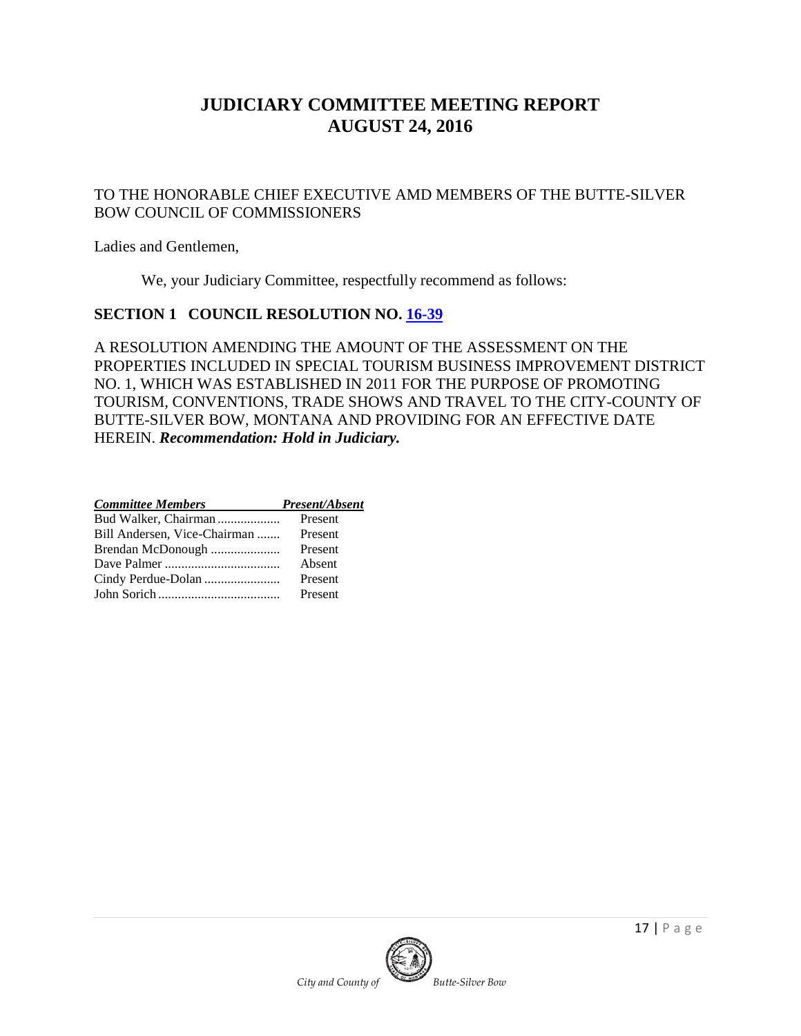# JUDICIARY COMMITTEE MEETING REPORT
# AUGUST 24, 2016

TO THE HONORABLE CHIEF EXECUTIVE AMD MEMBERS OF THE BUTTE-SILVER BOW COUNCIL OF COMMISSIONERS

Ladies and Gentlemen,

We, your Judiciary Committee, respectfully recommend as follows:

## SECTION 1 COUNCIL RESOLUTION NO. 16-39

A RESOLUTION AMENDING THE AMOUNT OF THE ASSESSMENT ON THE PROPERTIES INCLUDED IN SPECIAL TOURISM BUSINESS IMPROVEMENT DISTRICT NO. 1, WHICH WAS ESTABLISHED IN 2011 FOR THE PURPOSE OF PROMOTING TOURISM, CONVENTIONS, TRADE SHOWS AND TRAVEL TO THE CITY-COUNTY OF BUTTE-SILVER BOW, MONTANA AND PROVIDING FOR AN EFFECTIVE DATE HEREIN. ***Recommendation: Hold in Judiciary.***

| *Committee Members* | *Present/Absent* |
|---|---|
| Bud Walker, Chairman | Present |
| Bill Andersen, Vice-Chairman | Present |
| Brendan McDonough | Present |
| Dave Palmer | Absent |
| Cindy Perdue-Dolan | Present |
| John Sorich | Present |